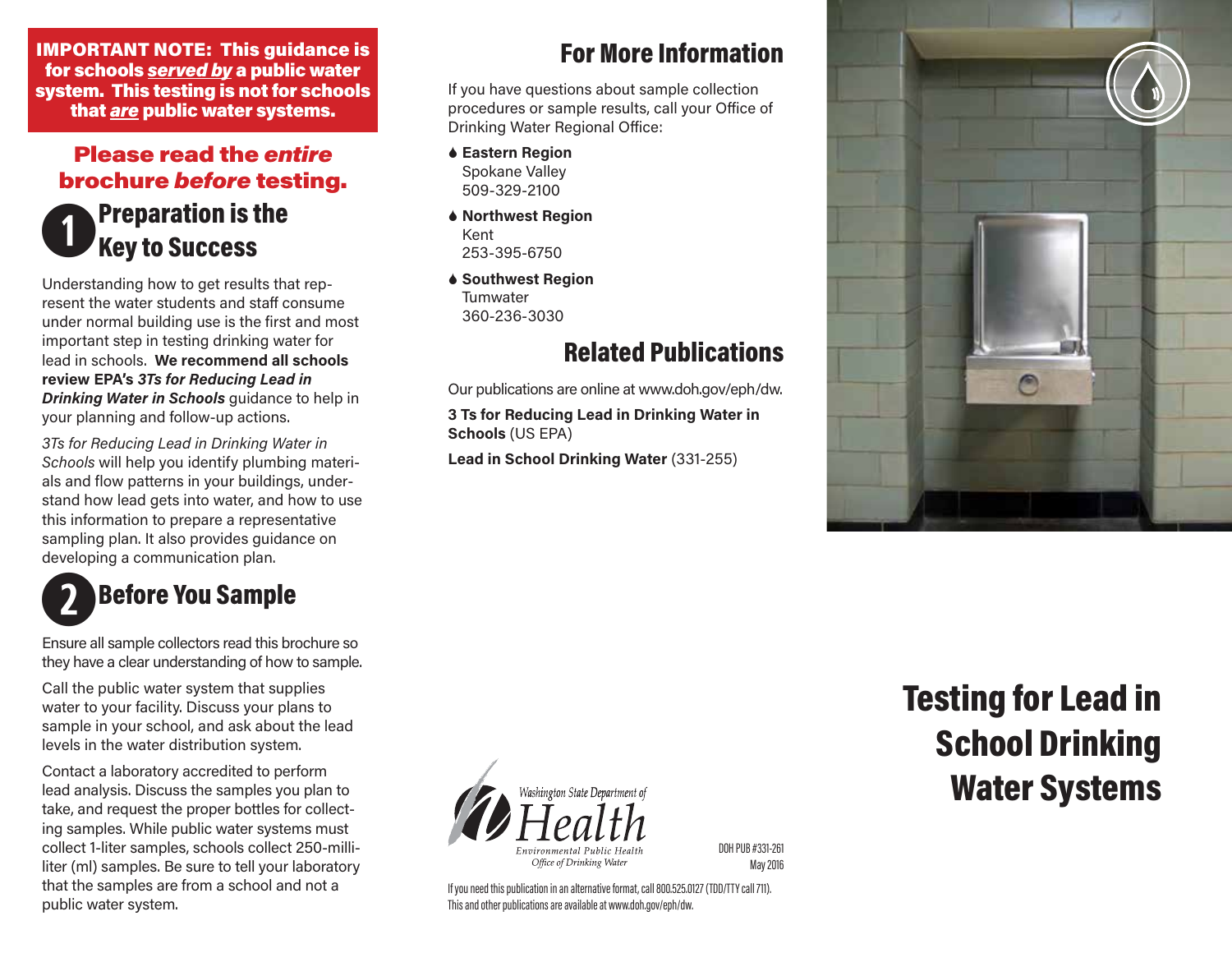**IMPORTANT NOTE: This guidance is for schools *served by* a public water system. This testing is not for schools that *are* public water systems.**

**Please read the *entire* brochure *before* testing.**

## 1 Preparation is the Key to Success

Understanding how to get results that represent the water students and staff consume under normal building use is the first and most important step in testing drinking water for lead in schools. **We recommend all schools review EPA's *3Ts for Reducing Lead in Drinking Water in Schools*** guidance to help in your planning and follow-up actions.

*3Ts for Reducing Lead in Drinking Water in Schools* will help you identify plumbing materials and flow patterns in your buildings, understand how lead gets into water, and how to use this information to prepare a representative sampling plan. It also provides guidance on developing a communication plan.

## 2 Before You Sample

Ensure all sample collectors read this brochure so they have a clear understanding of how to sample.

Call the public water system that supplies water to your facility. Discuss your plans to sample in your school, and ask about the lead levels in the water distribution system.

Contact a laboratory accredited to perform lead analysis. Discuss the samples you plan to take, and request the proper bottles for collecting samples. While public water systems must collect 1-liter samples, schools collect 250-milliliter (ml) samples. Be sure to tell your laboratory that the samples are from a school and not a public water system.

## For More Information

If you have questions about sample collection procedures or sample results, call your Office of Drinking Water Regional Office:

- **Eastern Region**
  Spokane Valley
  509-329-2100
- **Northwest Region**
  Kent
  253-395-6750
- **Southwest Region**
  Tumwater
  360-236-3030

## Related Publications

Our publications are online at www.doh.gov/eph/dw.

**3 Ts for Reducing Lead in Drinking Water in Schools** (US EPA)

**Lead in School Drinking Water** (331-255)

Washington State Department of Health
Environmental Public Health
Office of Drinking Water

DOH PUB #331-261
May 2016

If you need this publication in an alternative format, call 800.525.0127 (TDD/TTY call 711). This and other publications are available at www.doh.gov/eph/dw.

# Testing for Lead in School Drinking Water Systems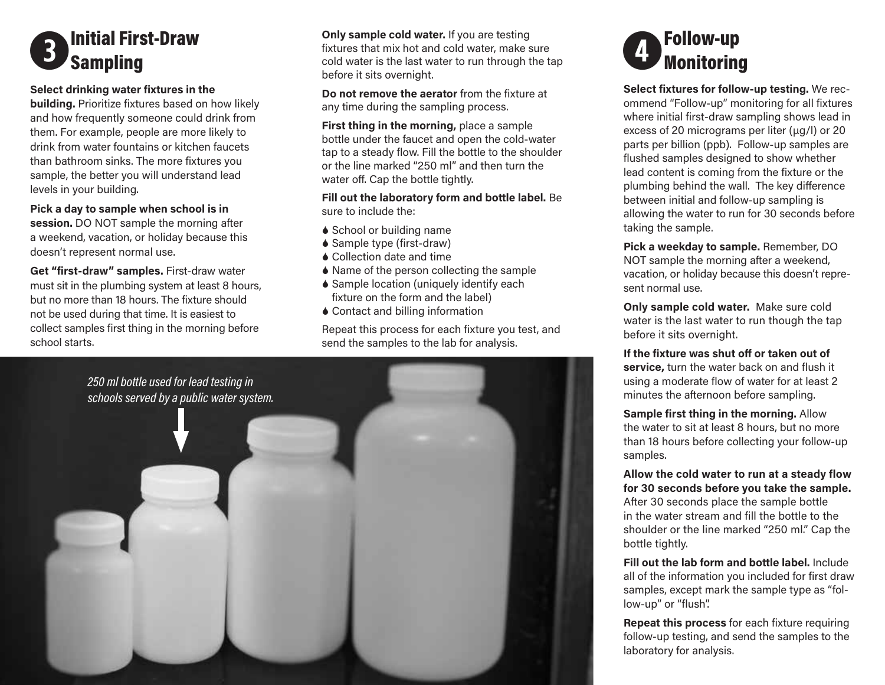## 3 Initial First-Draw Sampling

**Select drinking water fixtures in the building.** Prioritize fixtures based on how likely and how frequently someone could drink from them. For example, people are more likely to drink from water fountains or kitchen faucets than bathroom sinks. The more fixtures you sample, the better you will understand lead levels in your building.

**Pick a day to sample when school is in session.** DO NOT sample the morning after a weekend, vacation, or holiday because this doesn't represent normal use.

**Get "first-draw" samples.** First-draw water must sit in the plumbing system at least 8 hours, but no more than 18 hours. The fixture should not be used during that time. It is easiest to collect samples first thing in the morning before school starts.

**Only sample cold water.** If you are testing fixtures that mix hot and cold water, make sure cold water is the last water to run through the tap before it sits overnight.

**Do not remove the aerator** from the fixture at any time during the sampling process.

**First thing in the morning,** place a sample bottle under the faucet and open the cold-water tap to a steady flow. Fill the bottle to the shoulder or the line marked "250 ml" and then turn the water off. Cap the bottle tightly.

**Fill out the laboratory form and bottle label.** Be sure to include the:

- School or building name
- Sample type (first-draw)
- Collection date and time
- Name of the person collecting the sample
- Sample location (uniquely identify each fixture on the form and the label)
- Contact and billing information

Repeat this process for each fixture you test, and send the samples to the lab for analysis.

*250 ml bottle used for lead testing in schools served by a public water system.*

## 4 Follow-up Monitoring

**Select fixtures for follow-up testing.** We recommend "Follow-up" monitoring for all fixtures where initial first-draw sampling shows lead in excess of 20 micrograms per liter (µg/l) or 20 parts per billion (ppb). Follow-up samples are flushed samples designed to show whether lead content is coming from the fixture or the plumbing behind the wall. The key difference between initial and follow-up sampling is allowing the water to run for 30 seconds before taking the sample.

**Pick a weekday to sample.** Remember, DO NOT sample the morning after a weekend, vacation, or holiday because this doesn't represent normal use.

**Only sample cold water.** Make sure cold water is the last water to run though the tap before it sits overnight.

**If the fixture was shut off or taken out of service,** turn the water back on and flush it using a moderate flow of water for at least 2 minutes the afternoon before sampling.

**Sample first thing in the morning.** Allow the water to sit at least 8 hours, but no more than 18 hours before collecting your follow-up samples.

**Allow the cold water to run at a steady flow for 30 seconds before you take the sample.** After 30 seconds place the sample bottle in the water stream and fill the bottle to the shoulder or the line marked "250 ml." Cap the bottle tightly.

**Fill out the lab form and bottle label.** Include all of the information you included for first draw samples, except mark the sample type as "follow-up" or "flush".

**Repeat this process** for each fixture requiring follow-up testing, and send the samples to the laboratory for analysis.